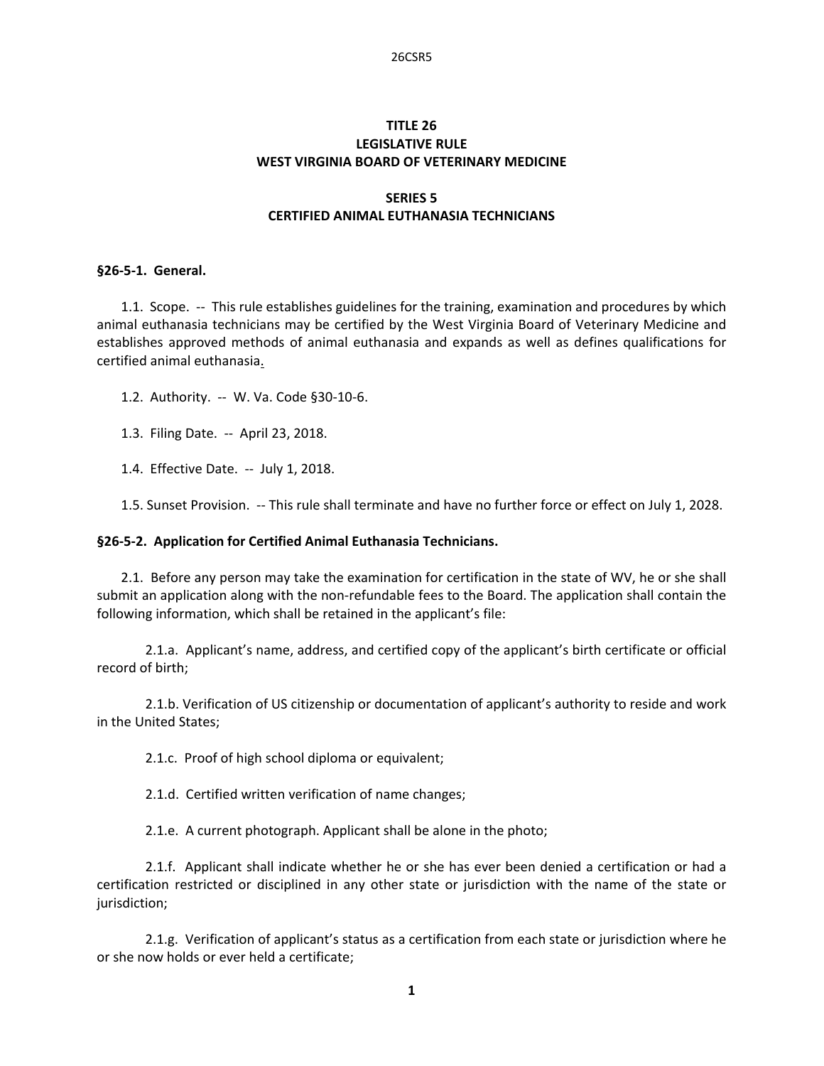# TITLE 26
# LEGISLATIVE RULE
# WEST VIRGINIA BOARD OF VETERINARY MEDICINE

## SERIES 5
## CERTIFIED ANIMAL EUTHANASIA TECHNICIANS

**§26-5-1. General.**

1.1. Scope. -- This rule establishes guidelines for the training, examination and procedures by which animal euthanasia technicians may be certified by the West Virginia Board of Veterinary Medicine and establishes approved methods of animal euthanasia and expands as well as defines qualifications for certified animal euthanasia.

1.2. Authority. -- W. Va. Code §30-10-6.

1.3. Filing Date. -- April 23, 2018.

1.4. Effective Date. -- July 1, 2018.

1.5. Sunset Provision. -- This rule shall terminate and have no further force or effect on July 1, 2028.

**§26-5-2. Application for Certified Animal Euthanasia Technicians.**

2.1. Before any person may take the examination for certification in the state of WV, he or she shall submit an application along with the non-refundable fees to the Board. The application shall contain the following information, which shall be retained in the applicant's file:

2.1.a. Applicant's name, address, and certified copy of the applicant's birth certificate or official record of birth;

2.1.b. Verification of US citizenship or documentation of applicant's authority to reside and work in the United States;

2.1.c. Proof of high school diploma or equivalent;

2.1.d. Certified written verification of name changes;

2.1.e. A current photograph. Applicant shall be alone in the photo;

2.1.f. Applicant shall indicate whether he or she has ever been denied a certification or had a certification restricted or disciplined in any other state or jurisdiction with the name of the state or jurisdiction;

2.1.g. Verification of applicant's status as a certification from each state or jurisdiction where he or she now holds or ever held a certificate;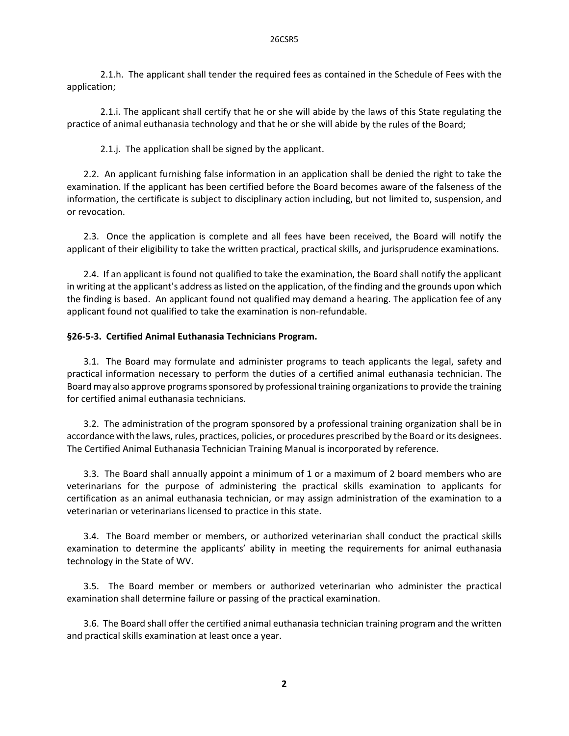2.1.h. The applicant shall tender the required fees as contained in the Schedule of Fees with the application;

2.1.i. The applicant shall certify that he or she will abide by the laws of this State regulating the practice of animal euthanasia technology and that he or she will abide by the rules of the Board;

2.1.j. The application shall be signed by the applicant.

2.2. An applicant furnishing false information in an application shall be denied the right to take the examination. If the applicant has been certified before the Board becomes aware of the falseness of the information, the certificate is subject to disciplinary action including, but not limited to, suspension, and or revocation.

2.3. Once the application is complete and all fees have been received, the Board will notify the applicant of their eligibility to take the written practical, practical skills, and jurisprudence examinations.

2.4. If an applicant is found not qualified to take the examination, the Board shall notify the applicant in writing at the applicant's address as listed on the application, of the finding and the grounds upon which the finding is based. An applicant found not qualified may demand a hearing. The application fee of any applicant found not qualified to take the examination is non-refundable.

**§26-5-3. Certified Animal Euthanasia Technicians Program.**

3.1. The Board may formulate and administer programs to teach applicants the legal, safety and practical information necessary to perform the duties of a certified animal euthanasia technician. The Board may also approve programs sponsored by professional training organizations to provide the training for certified animal euthanasia technicians.

3.2. The administration of the program sponsored by a professional training organization shall be in accordance with the laws, rules, practices, policies, or procedures prescribed by the Board or its designees. The Certified Animal Euthanasia Technician Training Manual is incorporated by reference.

3.3. The Board shall annually appoint a minimum of 1 or a maximum of 2 board members who are veterinarians for the purpose of administering the practical skills examination to applicants for certification as an animal euthanasia technician, or may assign administration of the examination to a veterinarian or veterinarians licensed to practice in this state.

3.4. The Board member or members, or authorized veterinarian shall conduct the practical skills examination to determine the applicants' ability in meeting the requirements for animal euthanasia technology in the State of WV.

3.5. The Board member or members or authorized veterinarian who administer the practical examination shall determine failure or passing of the practical examination.

3.6. The Board shall offer the certified animal euthanasia technician training program and the written and practical skills examination at least once a year.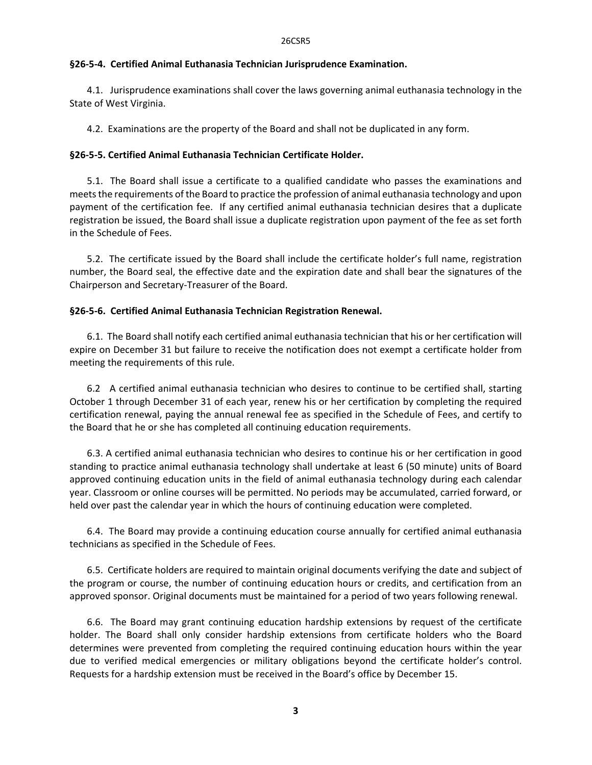**§26-5-4. Certified Animal Euthanasia Technician Jurisprudence Examination.**

4.1. Jurisprudence examinations shall cover the laws governing animal euthanasia technology in the State of West Virginia.

4.2. Examinations are the property of the Board and shall not be duplicated in any form.

**§26-5-5. Certified Animal Euthanasia Technician Certificate Holder.**

5.1. The Board shall issue a certificate to a qualified candidate who passes the examinations and meets the requirements of the Board to practice the profession of animal euthanasia technology and upon payment of the certification fee. If any certified animal euthanasia technician desires that a duplicate registration be issued, the Board shall issue a duplicate registration upon payment of the fee as set forth in the Schedule of Fees.

5.2. The certificate issued by the Board shall include the certificate holder's full name, registration number, the Board seal, the effective date and the expiration date and shall bear the signatures of the Chairperson and Secretary-Treasurer of the Board.

**§26-5-6. Certified Animal Euthanasia Technician Registration Renewal.**

6.1. The Board shall notify each certified animal euthanasia technician that his or her certification will expire on December 31 but failure to receive the notification does not exempt a certificate holder from meeting the requirements of this rule.

6.2 A certified animal euthanasia technician who desires to continue to be certified shall, starting October 1 through December 31 of each year, renew his or her certification by completing the required certification renewal, paying the annual renewal fee as specified in the Schedule of Fees, and certify to the Board that he or she has completed all continuing education requirements.

6.3. A certified animal euthanasia technician who desires to continue his or her certification in good standing to practice animal euthanasia technology shall undertake at least 6 (50 minute) units of Board approved continuing education units in the field of animal euthanasia technology during each calendar year. Classroom or online courses will be permitted. No periods may be accumulated, carried forward, or held over past the calendar year in which the hours of continuing education were completed.

6.4. The Board may provide a continuing education course annually for certified animal euthanasia technicians as specified in the Schedule of Fees.

6.5. Certificate holders are required to maintain original documents verifying the date and subject of the program or course, the number of continuing education hours or credits, and certification from an approved sponsor. Original documents must be maintained for a period of two years following renewal.

6.6. The Board may grant continuing education hardship extensions by request of the certificate holder. The Board shall only consider hardship extensions from certificate holders who the Board determines were prevented from completing the required continuing education hours within the year due to verified medical emergencies or military obligations beyond the certificate holder's control. Requests for a hardship extension must be received in the Board's office by December 15.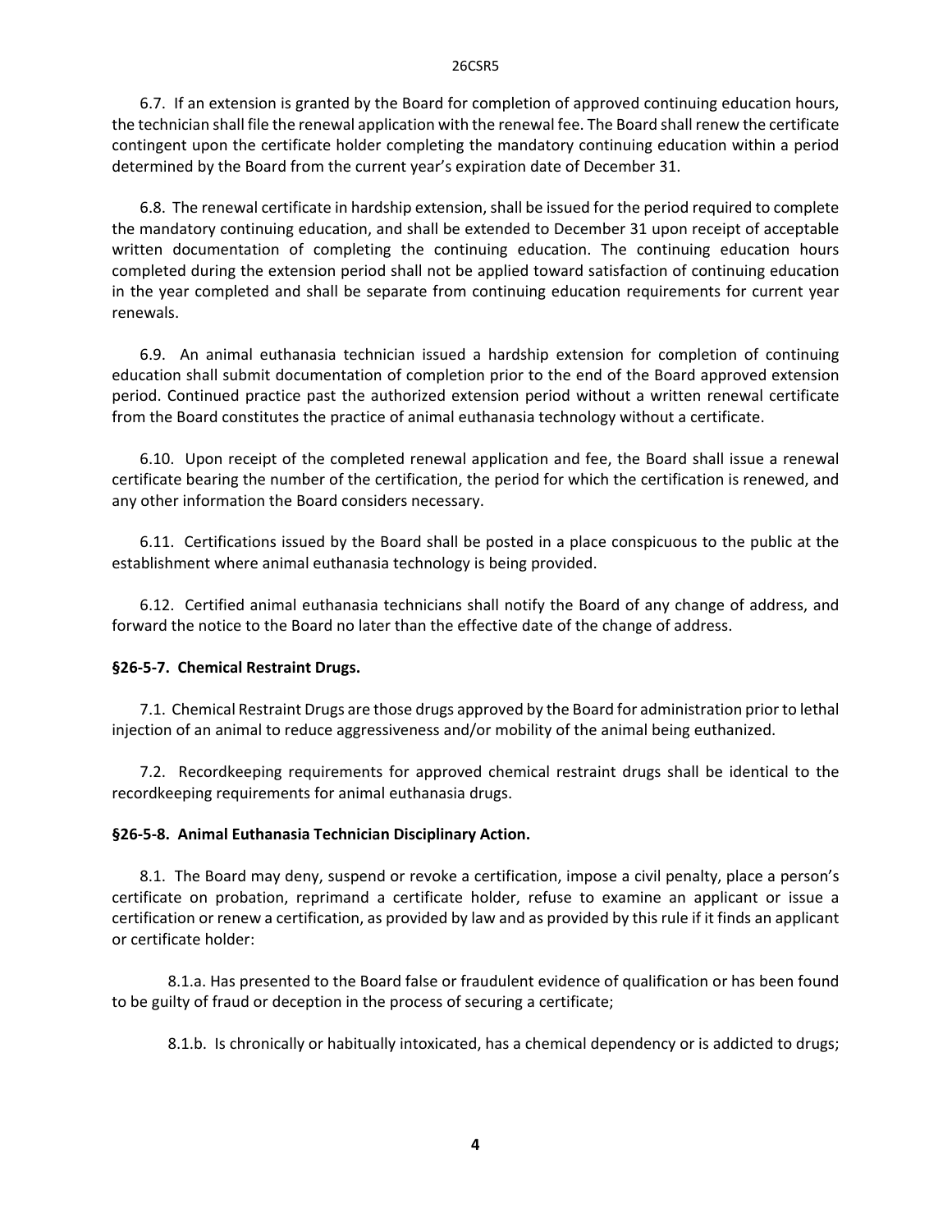6.7. If an extension is granted by the Board for completion of approved continuing education hours, the technician shall file the renewal application with the renewal fee. The Board shall renew the certificate contingent upon the certificate holder completing the mandatory continuing education within a period determined by the Board from the current year's expiration date of December 31.

6.8. The renewal certificate in hardship extension, shall be issued for the period required to complete the mandatory continuing education, and shall be extended to December 31 upon receipt of acceptable written documentation of completing the continuing education. The continuing education hours completed during the extension period shall not be applied toward satisfaction of continuing education in the year completed and shall be separate from continuing education requirements for current year renewals.

6.9. An animal euthanasia technician issued a hardship extension for completion of continuing education shall submit documentation of completion prior to the end of the Board approved extension period. Continued practice past the authorized extension period without a written renewal certificate from the Board constitutes the practice of animal euthanasia technology without a certificate.

6.10. Upon receipt of the completed renewal application and fee, the Board shall issue a renewal certificate bearing the number of the certification, the period for which the certification is renewed, and any other information the Board considers necessary.

6.11. Certifications issued by the Board shall be posted in a place conspicuous to the public at the establishment where animal euthanasia technology is being provided.

6.12. Certified animal euthanasia technicians shall notify the Board of any change of address, and forward the notice to the Board no later than the effective date of the change of address.

**§26-5-7. Chemical Restraint Drugs.**

7.1. Chemical Restraint Drugs are those drugs approved by the Board for administration prior to lethal injection of an animal to reduce aggressiveness and/or mobility of the animal being euthanized.

7.2. Recordkeeping requirements for approved chemical restraint drugs shall be identical to the recordkeeping requirements for animal euthanasia drugs.

**§26-5-8. Animal Euthanasia Technician Disciplinary Action.**

8.1. The Board may deny, suspend or revoke a certification, impose a civil penalty, place a person's certificate on probation, reprimand a certificate holder, refuse to examine an applicant or issue a certification or renew a certification, as provided by law and as provided by this rule if it finds an applicant or certificate holder:

8.1.a. Has presented to the Board false or fraudulent evidence of qualification or has been found to be guilty of fraud or deception in the process of securing a certificate;

8.1.b. Is chronically or habitually intoxicated, has a chemical dependency or is addicted to drugs;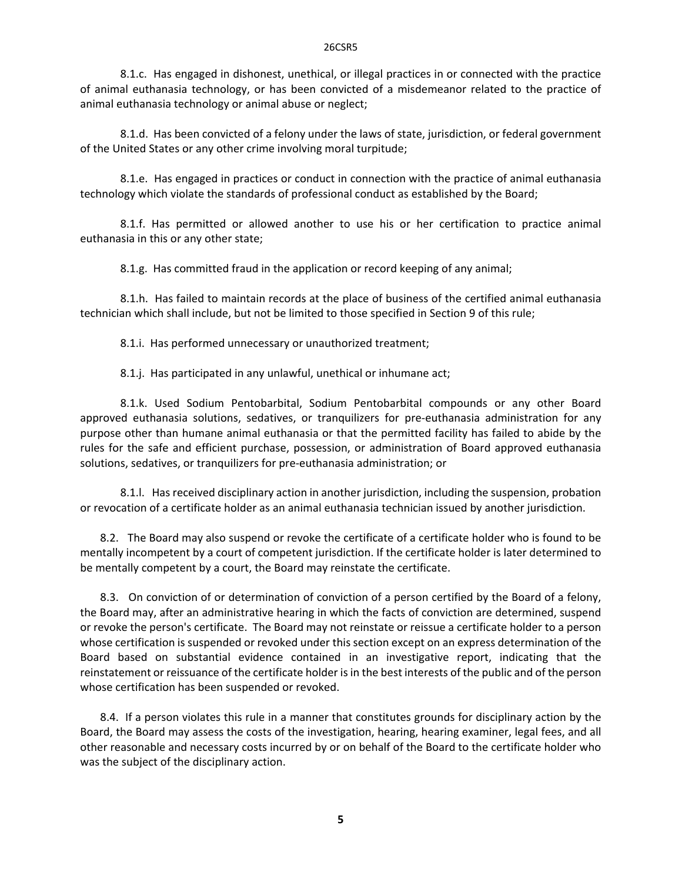8.1.c. Has engaged in dishonest, unethical, or illegal practices in or connected with the practice of animal euthanasia technology, or has been convicted of a misdemeanor related to the practice of animal euthanasia technology or animal abuse or neglect;

8.1.d. Has been convicted of a felony under the laws of state, jurisdiction, or federal government of the United States or any other crime involving moral turpitude;

8.1.e. Has engaged in practices or conduct in connection with the practice of animal euthanasia technology which violate the standards of professional conduct as established by the Board;

8.1.f. Has permitted or allowed another to use his or her certification to practice animal euthanasia in this or any other state;

8.1.g. Has committed fraud in the application or record keeping of any animal;

8.1.h. Has failed to maintain records at the place of business of the certified animal euthanasia technician which shall include, but not be limited to those specified in Section 9 of this rule;

8.1.i. Has performed unnecessary or unauthorized treatment;

8.1.j. Has participated in any unlawful, unethical or inhumane act;

8.1.k. Used Sodium Pentobarbital, Sodium Pentobarbital compounds or any other Board approved euthanasia solutions, sedatives, or tranquilizers for pre-euthanasia administration for any purpose other than humane animal euthanasia or that the permitted facility has failed to abide by the rules for the safe and efficient purchase, possession, or administration of Board approved euthanasia solutions, sedatives, or tranquilizers for pre-euthanasia administration; or

8.1.l. Has received disciplinary action in another jurisdiction, including the suspension, probation or revocation of a certificate holder as an animal euthanasia technician issued by another jurisdiction.

8.2. The Board may also suspend or revoke the certificate of a certificate holder who is found to be mentally incompetent by a court of competent jurisdiction. If the certificate holder is later determined to be mentally competent by a court, the Board may reinstate the certificate.

8.3. On conviction of or determination of conviction of a person certified by the Board of a felony, the Board may, after an administrative hearing in which the facts of conviction are determined, suspend or revoke the person's certificate. The Board may not reinstate or reissue a certificate holder to a person whose certification is suspended or revoked under this section except on an express determination of the Board based on substantial evidence contained in an investigative report, indicating that the reinstatement or reissuance of the certificate holder is in the best interests of the public and of the person whose certification has been suspended or revoked.

8.4. If a person violates this rule in a manner that constitutes grounds for disciplinary action by the Board, the Board may assess the costs of the investigation, hearing, hearing examiner, legal fees, and all other reasonable and necessary costs incurred by or on behalf of the Board to the certificate holder who was the subject of the disciplinary action.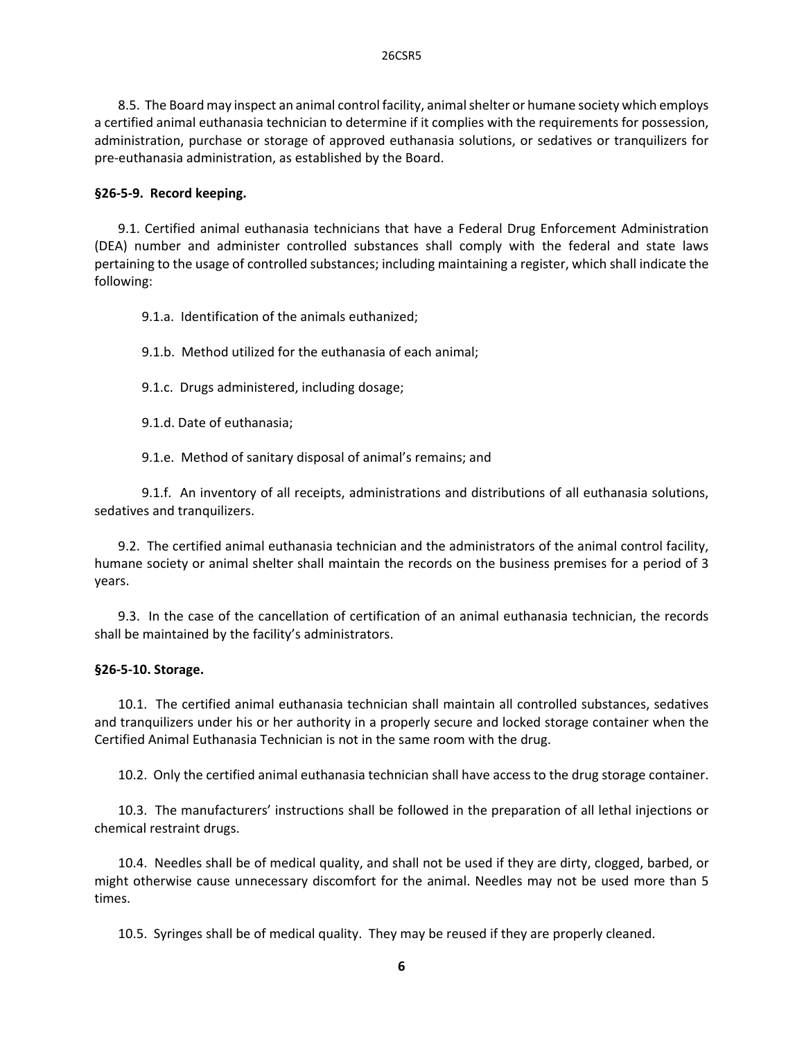8.5. The Board may inspect an animal control facility, animal shelter or humane society which employs a certified animal euthanasia technician to determine if it complies with the requirements for possession, administration, purchase or storage of approved euthanasia solutions, or sedatives or tranquilizers for pre-euthanasia administration, as established by the Board.

**§26-5-9. Record keeping.**

9.1. Certified animal euthanasia technicians that have a Federal Drug Enforcement Administration (DEA) number and administer controlled substances shall comply with the federal and state laws pertaining to the usage of controlled substances; including maintaining a register, which shall indicate the following:

9.1.a. Identification of the animals euthanized;

9.1.b. Method utilized for the euthanasia of each animal;

9.1.c. Drugs administered, including dosage;

9.1.d. Date of euthanasia;

9.1.e. Method of sanitary disposal of animal's remains; and

9.1.f. An inventory of all receipts, administrations and distributions of all euthanasia solutions, sedatives and tranquilizers.

9.2. The certified animal euthanasia technician and the administrators of the animal control facility, humane society or animal shelter shall maintain the records on the business premises for a period of 3 years.

9.3. In the case of the cancellation of certification of an animal euthanasia technician, the records shall be maintained by the facility's administrators.

**§26-5-10. Storage.**

10.1. The certified animal euthanasia technician shall maintain all controlled substances, sedatives and tranquilizers under his or her authority in a properly secure and locked storage container when the Certified Animal Euthanasia Technician is not in the same room with the drug.

10.2. Only the certified animal euthanasia technician shall have access to the drug storage container.

10.3. The manufacturers' instructions shall be followed in the preparation of all lethal injections or chemical restraint drugs.

10.4. Needles shall be of medical quality, and shall not be used if they are dirty, clogged, barbed, or might otherwise cause unnecessary discomfort for the animal. Needles may not be used more than 5 times.

10.5. Syringes shall be of medical quality. They may be reused if they are properly cleaned.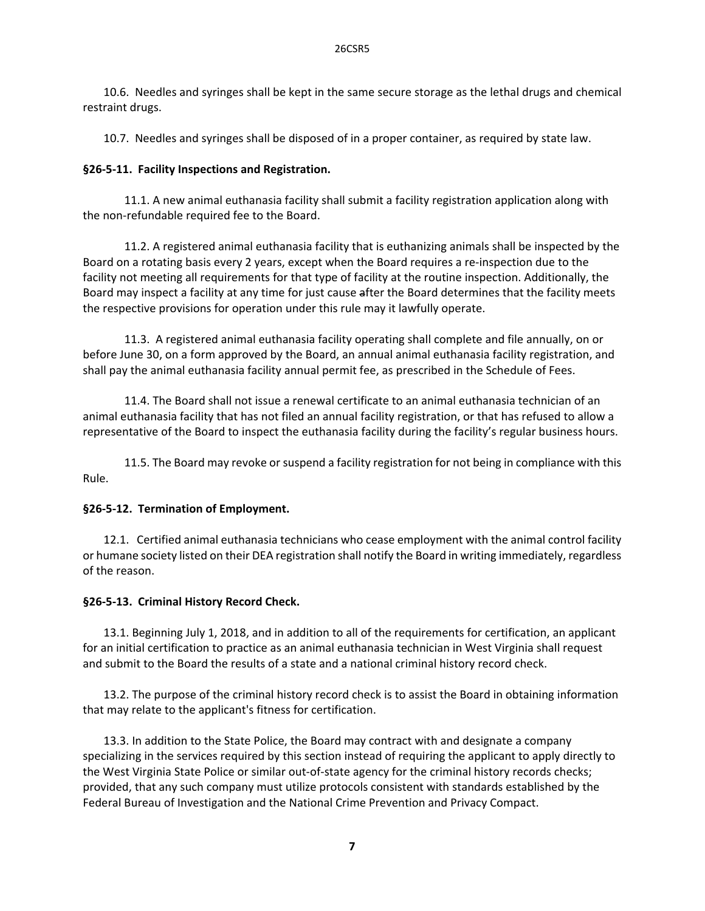10.6. Needles and syringes shall be kept in the same secure storage as the lethal drugs and chemical restraint drugs.

10.7. Needles and syringes shall be disposed of in a proper container, as required by state law.

**§26-5-11. Facility Inspections and Registration.**

11.1. A new animal euthanasia facility shall submit a facility registration application along with the non-refundable required fee to the Board.

11.2. A registered animal euthanasia facility that is euthanizing animals shall be inspected by the Board on a rotating basis every 2 years, except when the Board requires a re-inspection due to the facility not meeting all requirements for that type of facility at the routine inspection. Additionally, the Board may inspect a facility at any time for just cause after the Board determines that the facility meets the respective provisions for operation under this rule may it lawfully operate.

11.3. A registered animal euthanasia facility operating shall complete and file annually, on or before June 30, on a form approved by the Board, an annual animal euthanasia facility registration, and shall pay the animal euthanasia facility annual permit fee, as prescribed in the Schedule of Fees.

11.4. The Board shall not issue a renewal certificate to an animal euthanasia technician of an animal euthanasia facility that has not filed an annual facility registration, or that has refused to allow a representative of the Board to inspect the euthanasia facility during the facility's regular business hours.

11.5. The Board may revoke or suspend a facility registration for not being in compliance with this Rule.

**§26-5-12. Termination of Employment.**

12.1. Certified animal euthanasia technicians who cease employment with the animal control facility or humane society listed on their DEA registration shall notify the Board in writing immediately, regardless of the reason.

**§26-5-13. Criminal History Record Check.**

13.1. Beginning July 1, 2018, and in addition to all of the requirements for certification, an applicant for an initial certification to practice as an animal euthanasia technician in West Virginia shall request and submit to the Board the results of a state and a national criminal history record check.

13.2. The purpose of the criminal history record check is to assist the Board in obtaining information that may relate to the applicant's fitness for certification.

13.3. In addition to the State Police, the Board may contract with and designate a company specializing in the services required by this section instead of requiring the applicant to apply directly to the West Virginia State Police or similar out-of-state agency for the criminal history records checks; provided, that any such company must utilize protocols consistent with standards established by the Federal Bureau of Investigation and the National Crime Prevention and Privacy Compact.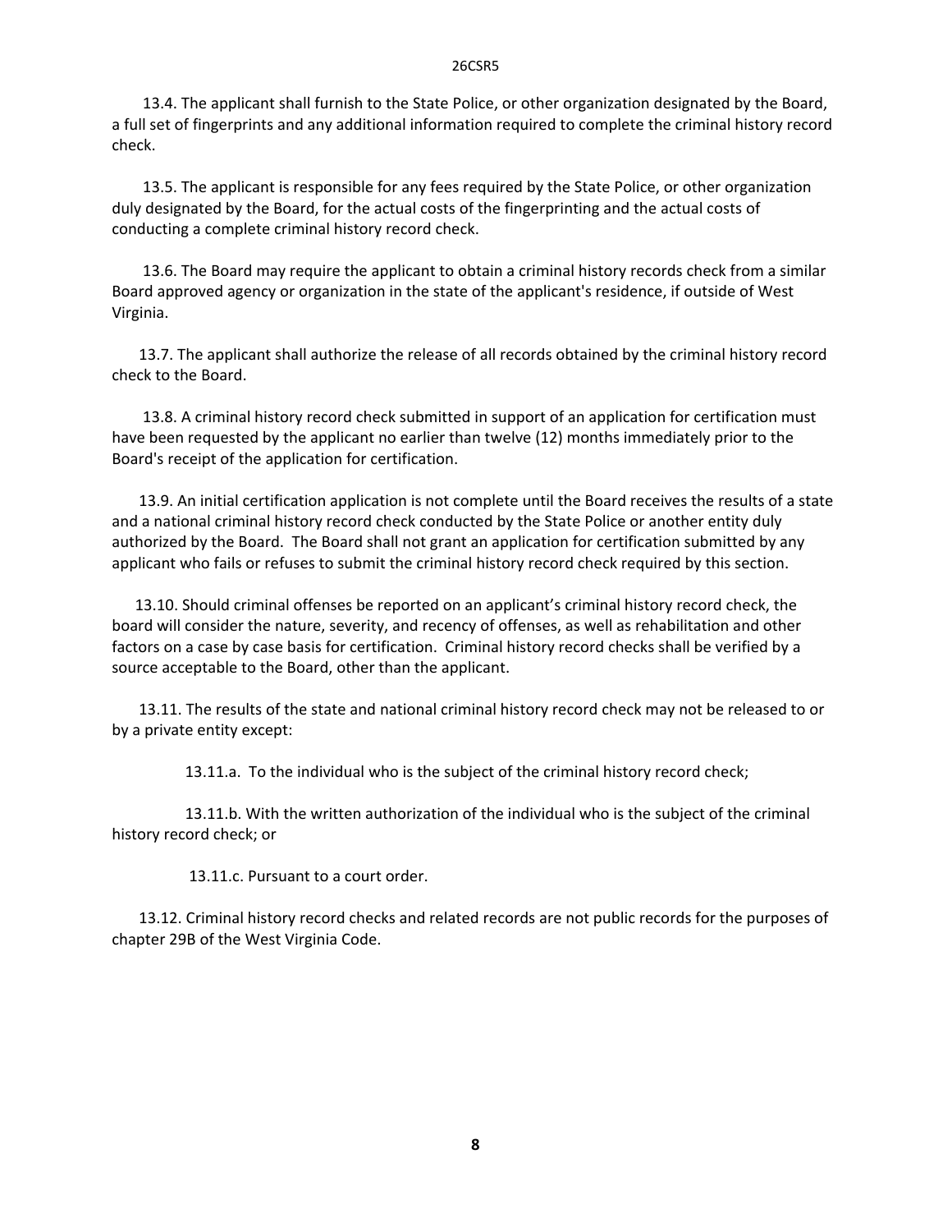13.4. The applicant shall furnish to the State Police, or other organization designated by the Board, a full set of fingerprints and any additional information required to complete the criminal history record check.

13.5. The applicant is responsible for any fees required by the State Police, or other organization duly designated by the Board, for the actual costs of the fingerprinting and the actual costs of conducting a complete criminal history record check.

13.6. The Board may require the applicant to obtain a criminal history records check from a similar Board approved agency or organization in the state of the applicant's residence, if outside of West Virginia.

13.7. The applicant shall authorize the release of all records obtained by the criminal history record check to the Board.

13.8. A criminal history record check submitted in support of an application for certification must have been requested by the applicant no earlier than twelve (12) months immediately prior to the Board's receipt of the application for certification.

13.9. An initial certification application is not complete until the Board receives the results of a state and a national criminal history record check conducted by the State Police or another entity duly authorized by the Board. The Board shall not grant an application for certification submitted by any applicant who fails or refuses to submit the criminal history record check required by this section.

13.10. Should criminal offenses be reported on an applicant's criminal history record check, the board will consider the nature, severity, and recency of offenses, as well as rehabilitation and other factors on a case by case basis for certification. Criminal history record checks shall be verified by a source acceptable to the Board, other than the applicant.

13.11. The results of the state and national criminal history record check may not be released to or by a private entity except:

13.11.a. To the individual who is the subject of the criminal history record check;

13.11.b. With the written authorization of the individual who is the subject of the criminal history record check; or

13.11.c. Pursuant to a court order.

13.12. Criminal history record checks and related records are not public records for the purposes of chapter 29B of the West Virginia Code.